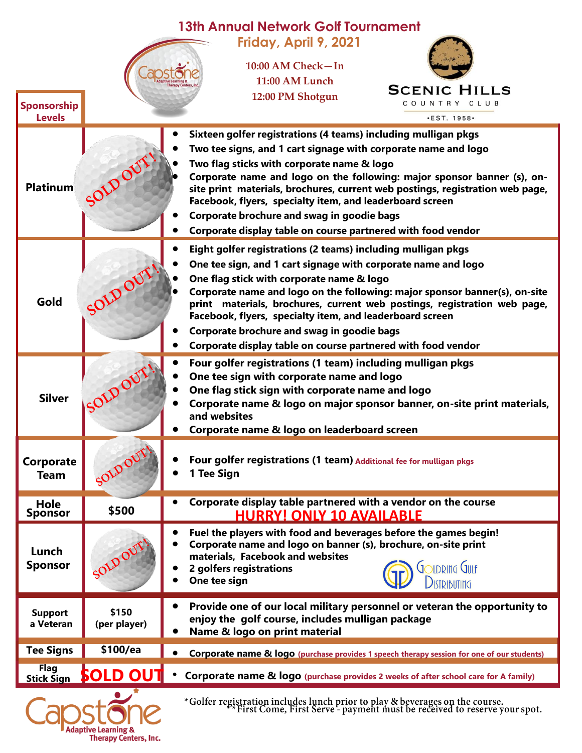# 13th Annual Network Golf Tournament

**Friday, April 9, 2021**

10:00 AM Check—In
11:00 AM Lunch
12:00 PM Shotgun

Capstone Adaptive Learning & Therapy Centers, Inc.

SCENIC HILLS COUNTRY CLUB •EST. 1958•

| Sponsorship Levels | | |
|---|---|---|
| **Platinum** | SOLD OUT! | • Sixteen golfer registrations (4 teams) including mulligan pkgs<br>• Two tee signs, and 1 cart signage with corporate name and logo<br>• Two flag sticks with corporate name & logo<br>• Corporate name and logo on the following: major sponsor banner (s), on-site print materials, brochures, current web postings, registration web page, Facebook, flyers, specialty item, and leaderboard screen<br>• Corporate brochure and swag in goodie bags<br>• Corporate display table on course partnered with food vendor |
| **Gold** | SOLD OUT! | • Eight golfer registrations (2 teams) including mulligan pkgs<br>• One tee sign, and 1 cart signage with corporate name and logo<br>• One flag stick with corporate name & logo<br>• Corporate name and logo on the following: major sponsor banner(s), on-site print materials, brochures, current web postings, registration web page, Facebook, flyers, specialty item, and leaderboard screen<br>• Corporate brochure and swag in goodie bags<br>• Corporate display table on course partnered with food vendor |
| **Silver** | SOLD OUT! | • Four golfer registrations (1 team) including mulligan pkgs<br>• One tee sign with corporate name and logo<br>• One flag stick sign with corporate name and logo<br>• Corporate name & logo on major sponsor banner, on-site print materials, and websites<br>• Corporate name & logo on leaderboard screen |
| **Corporate Team** | SOLD OUT! | • Four golfer registrations (1 team) Additional fee for mulligan pkgs<br>• 1 Tee Sign |
| **Hole Sponsor** | **$500** | • Corporate display table partnered with a vendor on the course<br>**HURRY! ONLY 10 AVAILABLE** |
| **Lunch Sponsor** | SOLD OUT! | • Fuel the players with food and beverages before the games begin!<br>• Corporate name and logo on banner (s), brochure, on-site print materials, Facebook and websites<br>• 2 golfers registrations<br>• One tee sign<br>Goldring Gulf Distributing |
| **Support a Veteran** | **$150 (per player)** | • Provide one of our local military personnel or veteran the opportunity to enjoy the golf course, includes mulligan package<br>• Name & logo on print material |
| **Tee Signs** | **$100/ea** | • Corporate name & logo (purchase provides 1 speech therapy session for one of our students) |
| **Flag Stick Sign** | **SOLD OUT** | • Corporate name & logo (purchase provides 2 weeks of after school care for A family) |

*Golfer registration includes lunch prior to play & beverages on the course.
**First Come, First Serve - payment must be received to reserve your spot.

Capstone Adaptive Learning & Therapy Centers, Inc.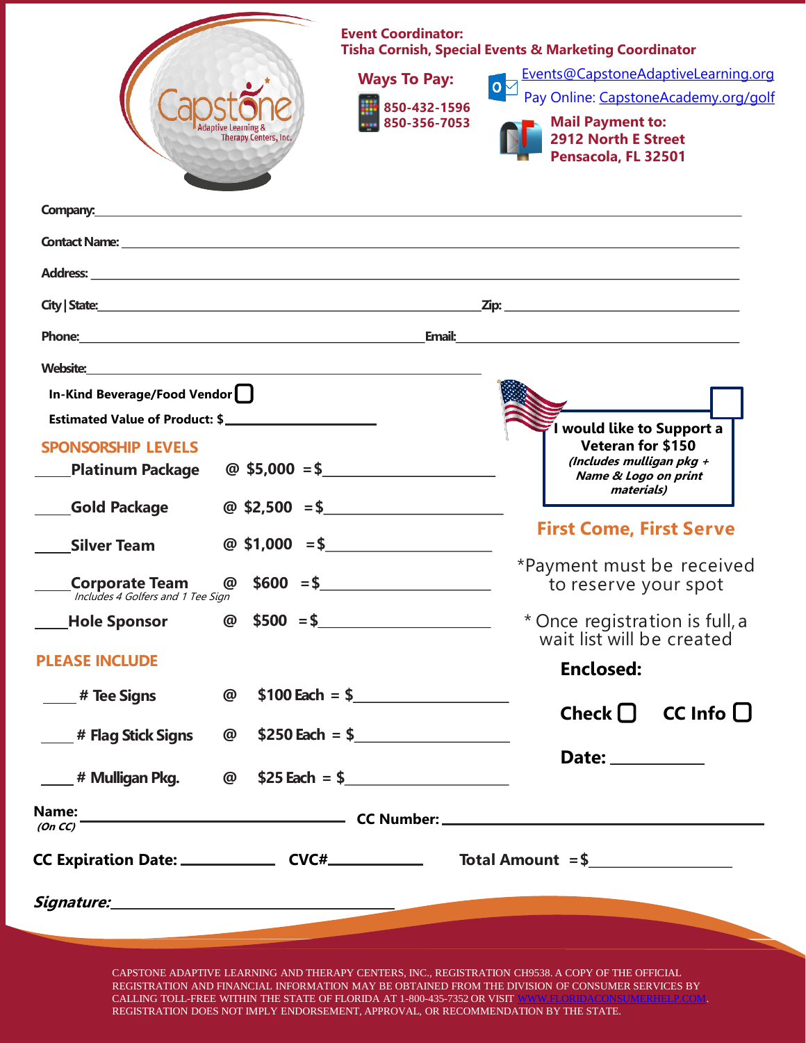**Event Coordinator:**
**Tisha Cornish, Special Events & Marketing Coordinator**

**Ways To Pay:**

850-432-1596
850-356-7053

Events@CapstoneAdaptiveLearning.org
Pay Online: CapstoneAcademy.org/golf

**Mail Payment to:**
**2912 North E Street**
**Pensacola, FL 32501**

Company: ____________________

Contact Name: ____________________

Address: ____________________

City | State: ____________________ Zip: ____________________

Phone: ____________________ Email: ____________________

Website: ____________________

**In-Kind Beverage/Food Vendor** ☐

**Estimated Value of Product: $**____________________

## SPONSORSHIP LEVELS

____**Platinum Package** @ $5,000 = $____________________

____**Gold Package** @ $2,500 = $____________________

____**Silver Team** @ $1,000 = $____________________

____**Corporate Team** @ $600 = $____________________
*Includes 4 Golfers and 1 Tee Sign*

____**Hole Sponsor** @ $500 = $____________________

## PLEASE INCLUDE

____ **# Tee Signs** @ $100 Each = $____________________

____ **# Flag Stick Signs** @ $250 Each = $____________________

____ **# Mulligan Pkg.** @ $25 Each = $____________________

☐ **I would like to Support a Veteran for $150**
*(Includes mulligan pkg + Name & Logo on print materials)*

**First Come, First Serve**

*Payment must be received to reserve your spot

* Once registration is full, a wait list will be created

**Enclosed:**

**Check** ☐ **CC Info** ☐

**Date:** ____________

**Name:** ____________________ **CC Number:** ____________________
***(On CC)***

**CC Expiration Date:** ____________ **CVC#**____________ **Total Amount** = $____________________

***Signature:***____________________

CAPSTONE ADAPTIVE LEARNING AND THERAPY CENTERS, INC., REGISTRATION CH9538. A COPY OF THE OFFICIAL REGISTRATION AND FINANCIAL INFORMATION MAY BE OBTAINED FROM THE DIVISION OF CONSUMER SERVICES BY CALLING TOLL-FREE WITHIN THE STATE OF FLORIDA AT 1-800-435-7352 OR VISIT WWW.FLORIDACONSUMERHELP.COM. REGISTRATION DOES NOT IMPLY ENDORSEMENT, APPROVAL, OR RECOMMENDATION BY THE STATE.